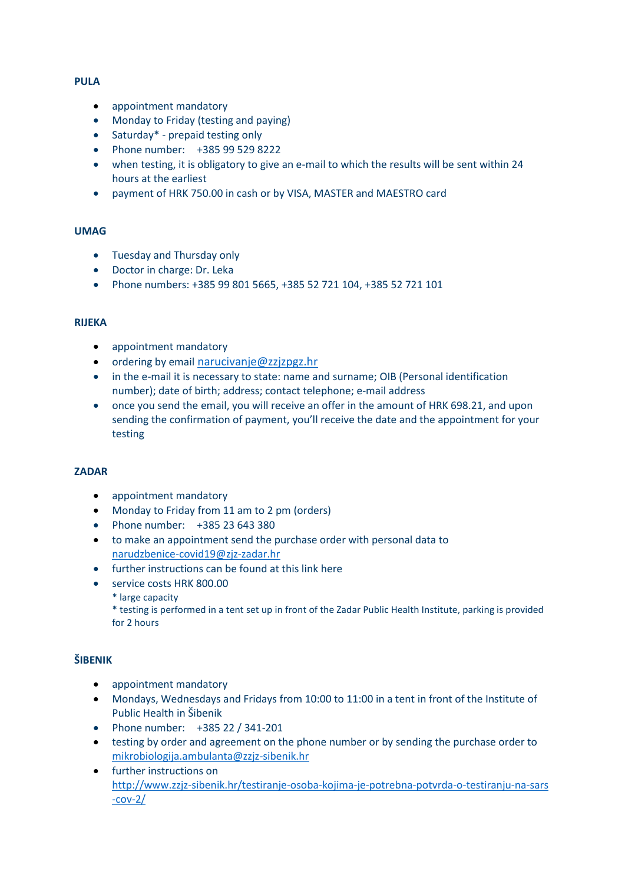**PULA**

- appointment mandatory
- Monday to Friday (testing and paying)
- Saturday* - prepaid testing only
- Phone number: +385 99 529 8222
- when testing, it is obligatory to give an e-mail to which the results will be sent within 24 hours at the earliest
- payment of HRK 750.00 in cash or by VISA, MASTER and MAESTRO card

**UMAG**

- Tuesday and Thursday only
- Doctor in charge: Dr. Leka
- Phone numbers: +385 99 801 5665, +385 52 721 104, +385 52 721 101

**RIJEKA**

- appointment mandatory
- ordering by email narucivanje@zzjzpgz.hr
- in the e-mail it is necessary to state: name and surname; OIB (Personal identification number); date of birth; address; contact telephone; e-mail address
- once you send the email, you will receive an offer in the amount of HRK 698.21, and upon sending the confirmation of payment, you'll receive the date and the appointment for your testing

**ZADAR**

- appointment mandatory
- Monday to Friday from 11 am to 2 pm (orders)
- Phone number: +385 23 643 380
- to make an appointment send the purchase order with personal data to narudzbenice-covid19@zjz-zadar.hr
- further instructions can be found at this link here
- service costs HRK 800.00
  * large capacity
  * testing is performed in a tent set up in front of the Zadar Public Health Institute, parking is provided for 2 hours

**ŠIBENIK**

- appointment mandatory
- Mondays, Wednesdays and Fridays from 10:00 to 11:00 in a tent in front of the Institute of Public Health in Šibenik
- Phone number: +385 22 / 341-201
- testing by order and agreement on the phone number or by sending the purchase order to mikrobiologija.ambulanta@zzjz-sibenik.hr
- further instructions on http://www.zzjz-sibenik.hr/testiranje-osoba-kojima-je-potrebna-potvrda-o-testiranju-na-sars-cov-2/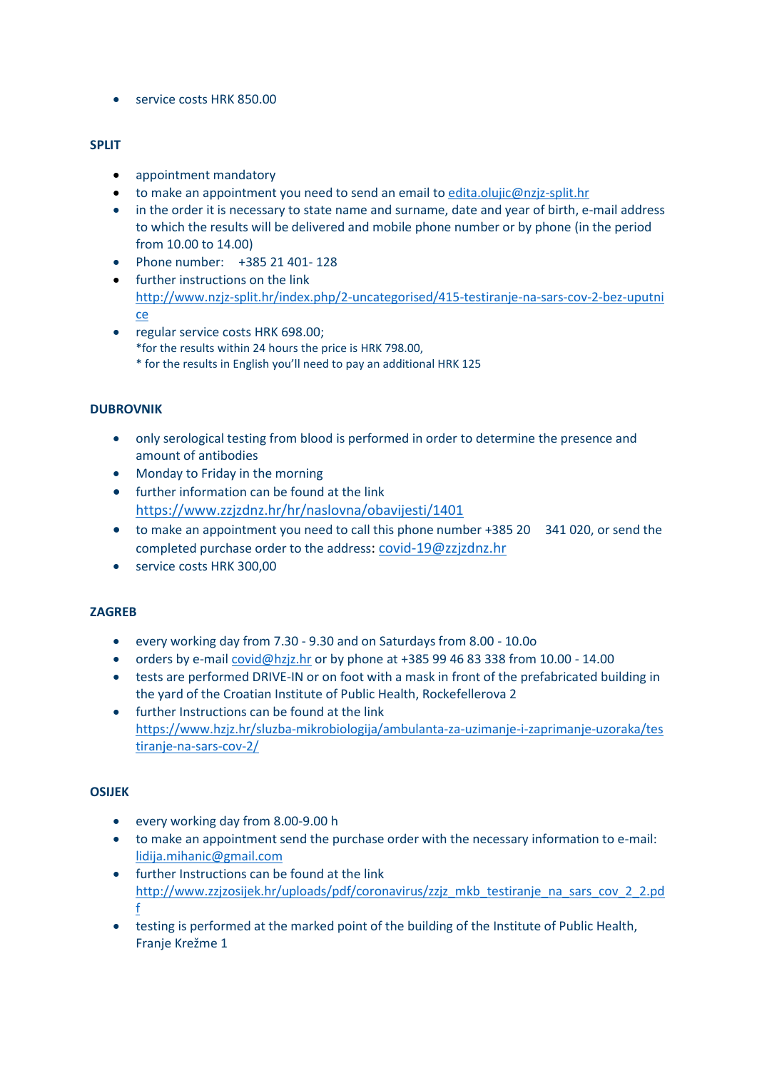- service costs HRK 850.00

**SPLIT**

- appointment mandatory
- to make an appointment you need to send an email to edita.olujic@nzjz-split.hr
- in the order it is necessary to state name and surname, date and year of birth, e-mail address to which the results will be delivered and mobile phone number or by phone (in the period from 10.00 to 14.00)
- Phone number: +385 21 401- 128
- further instructions on the link http://www.nzjz-split.hr/index.php/2-uncategorised/415-testiranje-na-sars-cov-2-bez-uputnice
- regular service costs HRK 698.00;
  *for the results within 24 hours the price is HRK 798.00,
  * for the results in English you'll need to pay an additional HRK 125

**DUBROVNIK**

- only serological testing from blood is performed in order to determine the presence and amount of antibodies
- Monday to Friday in the morning
- further information can be found at the link https://www.zzjzdnz.hr/hr/naslovna/obavijesti/1401
- to make an appointment you need to call this phone number +385 20 341 020, or send the completed purchase order to the address: covid-19@zzjzdnz.hr
- service costs HRK 300,00

**ZAGREB**

- every working day from 7.30 - 9.30 and on Saturdays from 8.00 - 10.0o
- orders by e-mail covid@hzjz.hr or by phone at +385 99 46 83 338 from 10.00 - 14.00
- tests are performed DRIVE-IN or on foot with a mask in front of the prefabricated building in the yard of the Croatian Institute of Public Health, Rockefellerova 2
- further Instructions can be found at the link https://www.hzjz.hr/sluzba-mikrobiologija/ambulanta-za-uzimanje-i-zaprimanje-uzoraka/testiranje-na-sars-cov-2/

**OSIJEK**

- every working day from 8.00-9.00 h
- to make an appointment send the purchase order with the necessary information to e-mail: lidija.mihanic@gmail.com
- further Instructions can be found at the link http://www.zzjzosijek.hr/uploads/pdf/coronavirus/zzjz_mkb_testiranje_na_sars_cov_2_2.pdf
- testing is performed at the marked point of the building of the Institute of Public Health, Franje Krežme 1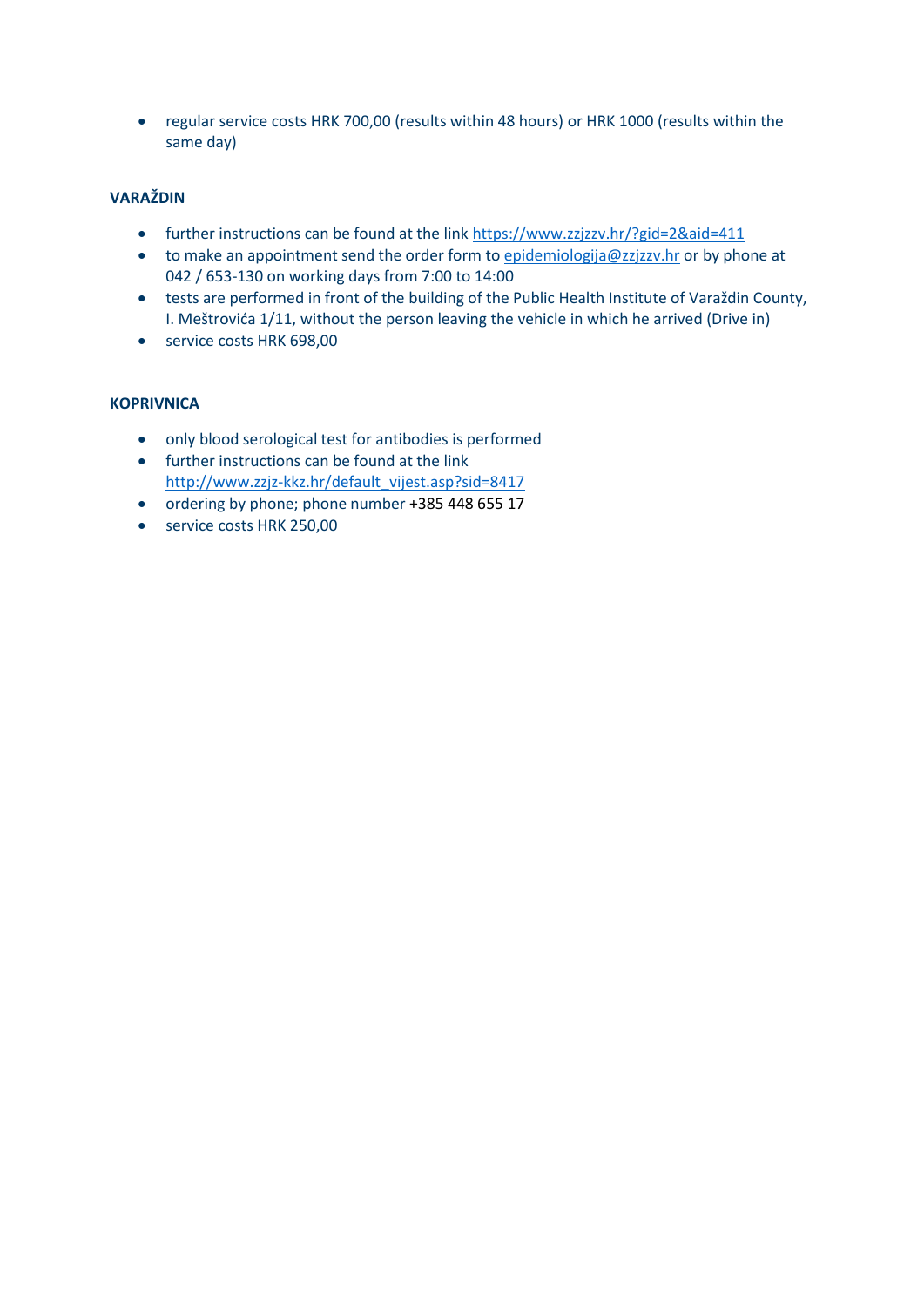- regular service costs HRK 700,00 (results within 48 hours) or HRK 1000 (results within the same day)

**VARAŽDIN**

- further instructions can be found at the link https://www.zzjzzv.hr/?gid=2&aid=411
- to make an appointment send the order form to epidemiologija@zzjzzv.hr or by phone at 042 / 653-130 on working days from 7:00 to 14:00
- tests are performed in front of the building of the Public Health Institute of Varaždin County, I. Meštrovića 1/11, without the person leaving the vehicle in which he arrived (Drive in)
- service costs HRK 698,00

**KOPRIVNICA**

- only blood serological test for antibodies is performed
- further instructions can be found at the link http://www.zzjz-kkz.hr/default_vijest.asp?sid=8417
- ordering by phone; phone number +385 448 655 17
- service costs HRK 250,00